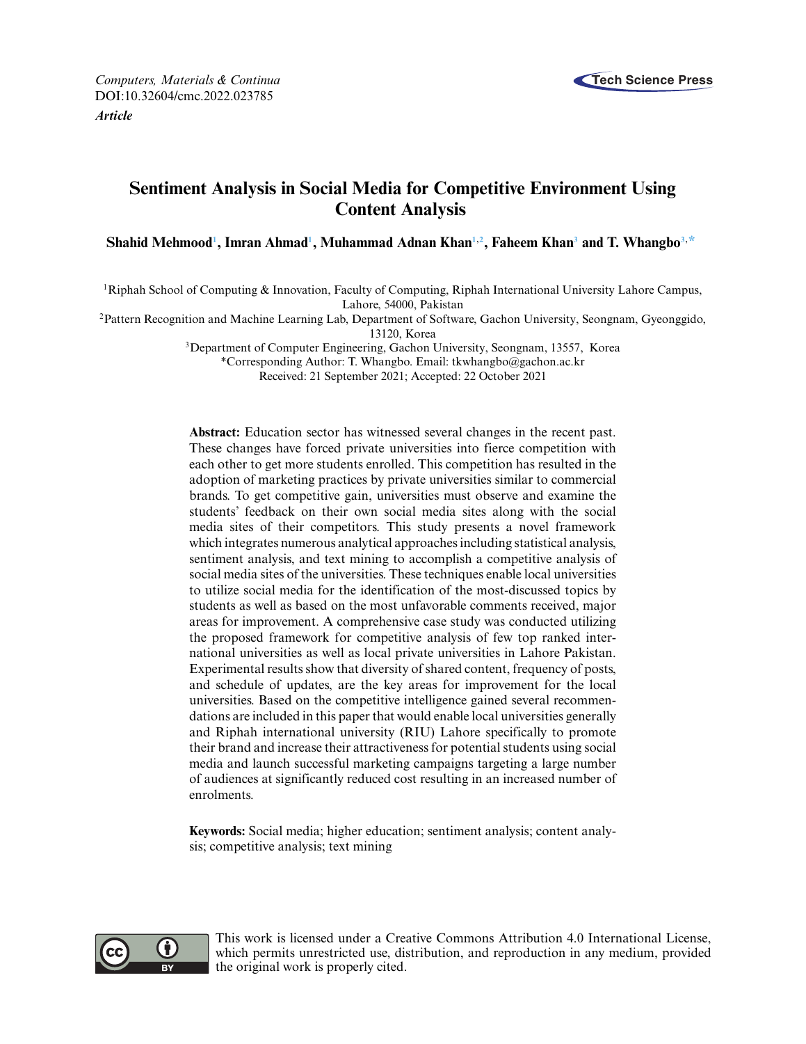*Computers, Materials & Continua*
DOI:10.32604/cmc.2022.023785
***Article***

# Sentiment Analysis in Social Media for Competitive Environment Using Content Analysis

**Shahid Mehmood[1], Imran Ahmad[1], Muhammad Adnan Khan[1,2], Faheem Khan[3] and T. Whangbo[3,*]**

[1]Riphah School of Computing & Innovation, Faculty of Computing, Riphah International University Lahore Campus, Lahore, 54000, Pakistan

[2]Pattern Recognition and Machine Learning Lab, Department of Software, Gachon University, Seongnam, Gyeonggido, 13120, Korea

[3]Department of Computer Engineering, Gachon University, Seongnam, 13557, Korea

*Corresponding Author: T. Whangbo. Email: tkwhangbo@gachon.ac.kr

Received: 21 September 2021; Accepted: 22 October 2021

**Abstract:** Education sector has witnessed several changes in the recent past. These changes have forced private universities into fierce competition with each other to get more students enrolled. This competition has resulted in the adoption of marketing practices by private universities similar to commercial brands. To get competitive gain, universities must observe and examine the students' feedback on their own social media sites along with the social media sites of their competitors. This study presents a novel framework which integrates numerous analytical approaches including statistical analysis, sentiment analysis, and text mining to accomplish a competitive analysis of social media sites of the universities. These techniques enable local universities to utilize social media for the identification of the most-discussed topics by students as well as based on the most unfavorable comments received, major areas for improvement. A comprehensive case study was conducted utilizing the proposed framework for competitive analysis of few top ranked international universities as well as local private universities in Lahore Pakistan. Experimental results show that diversity of shared content, frequency of posts, and schedule of updates, are the key areas for improvement for the local universities. Based on the competitive intelligence gained several recommendations are included in this paper that would enable local universities generally and Riphah international university (RIU) Lahore specifically to promote their brand and increase their attractiveness for potential students using social media and launch successful marketing campaigns targeting a large number of audiences at significantly reduced cost resulting in an increased number of enrolments.

**Keywords:** Social media; higher education; sentiment analysis; content analysis; competitive analysis; text mining

This work is licensed under a Creative Commons Attribution 4.0 International License, which permits unrestricted use, distribution, and reproduction in any medium, provided the original work is properly cited.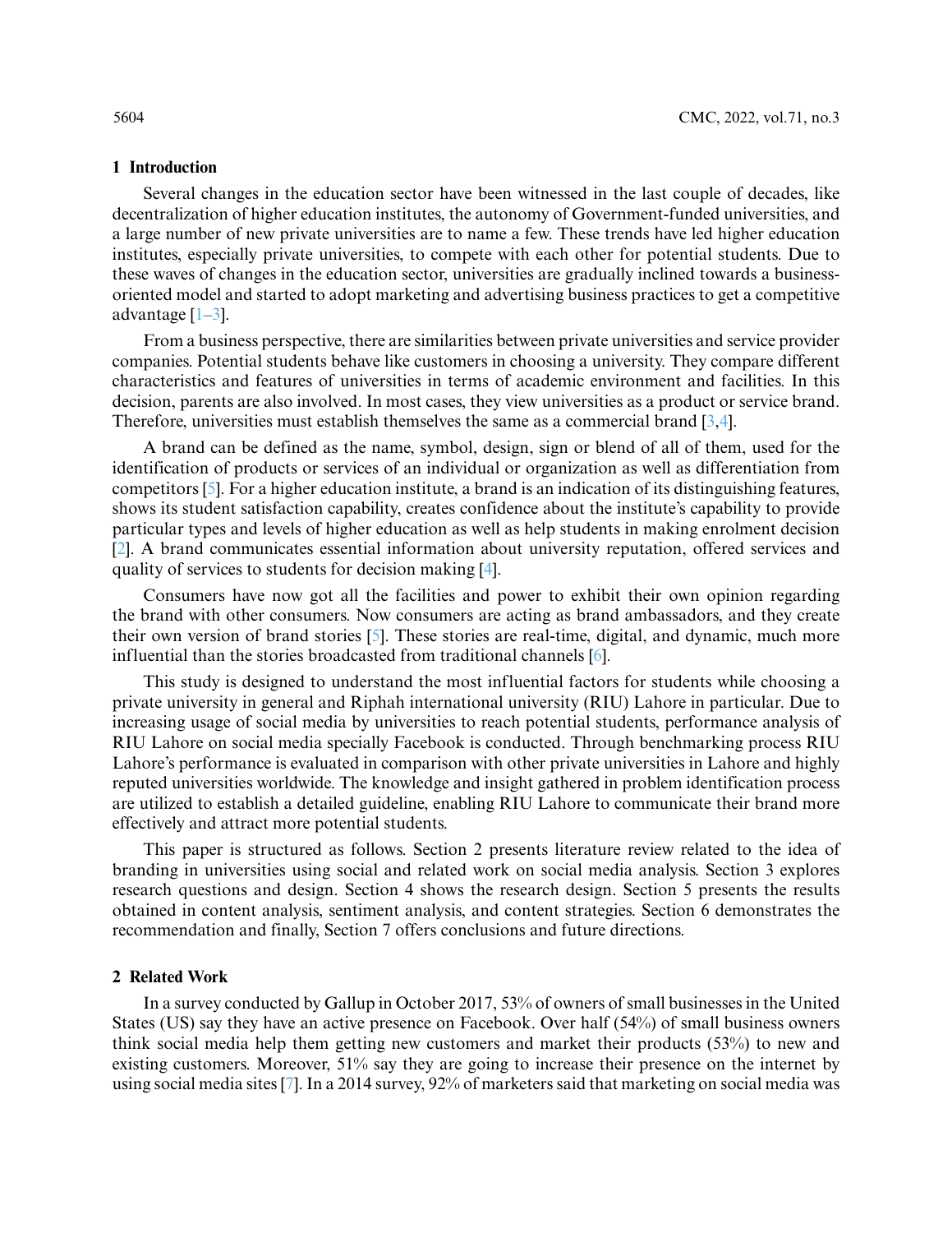## 1 Introduction

Several changes in the education sector have been witnessed in the last couple of decades, like decentralization of higher education institutes, the autonomy of Government-funded universities, and a large number of new private universities are to name a few. These trends have led higher education institutes, especially private universities, to compete with each other for potential students. Due to these waves of changes in the education sector, universities are gradually inclined towards a business-oriented model and started to adopt marketing and advertising business practices to get a competitive advantage [1–3].

From a business perspective, there are similarities between private universities and service provider companies. Potential students behave like customers in choosing a university. They compare different characteristics and features of universities in terms of academic environment and facilities. In this decision, parents are also involved. In most cases, they view universities as a product or service brand. Therefore, universities must establish themselves the same as a commercial brand [3,4].

A brand can be defined as the name, symbol, design, sign or blend of all of them, used for the identification of products or services of an individual or organization as well as differentiation from competitors [5]. For a higher education institute, a brand is an indication of its distinguishing features, shows its student satisfaction capability, creates confidence about the institute's capability to provide particular types and levels of higher education as well as help students in making enrolment decision [2]. A brand communicates essential information about university reputation, offered services and quality of services to students for decision making [4].

Consumers have now got all the facilities and power to exhibit their own opinion regarding the brand with other consumers. Now consumers are acting as brand ambassadors, and they create their own version of brand stories [5]. These stories are real-time, digital, and dynamic, much more influential than the stories broadcasted from traditional channels [6].

This study is designed to understand the most influential factors for students while choosing a private university in general and Riphah international university (RIU) Lahore in particular. Due to increasing usage of social media by universities to reach potential students, performance analysis of RIU Lahore on social media specially Facebook is conducted. Through benchmarking process RIU Lahore's performance is evaluated in comparison with other private universities in Lahore and highly reputed universities worldwide. The knowledge and insight gathered in problem identification process are utilized to establish a detailed guideline, enabling RIU Lahore to communicate their brand more effectively and attract more potential students.

This paper is structured as follows. Section 2 presents literature review related to the idea of branding in universities using social and related work on social media analysis. Section 3 explores research questions and design. Section 4 shows the research design. Section 5 presents the results obtained in content analysis, sentiment analysis, and content strategies. Section 6 demonstrates the recommendation and finally, Section 7 offers conclusions and future directions.

## 2 Related Work

In a survey conducted by Gallup in October 2017, 53% of owners of small businesses in the United States (US) say they have an active presence on Facebook. Over half (54%) of small business owners think social media help them getting new customers and market their products (53%) to new and existing customers. Moreover, 51% say they are going to increase their presence on the internet by using social media sites [7]. In a 2014 survey, 92% of marketers said that marketing on social media was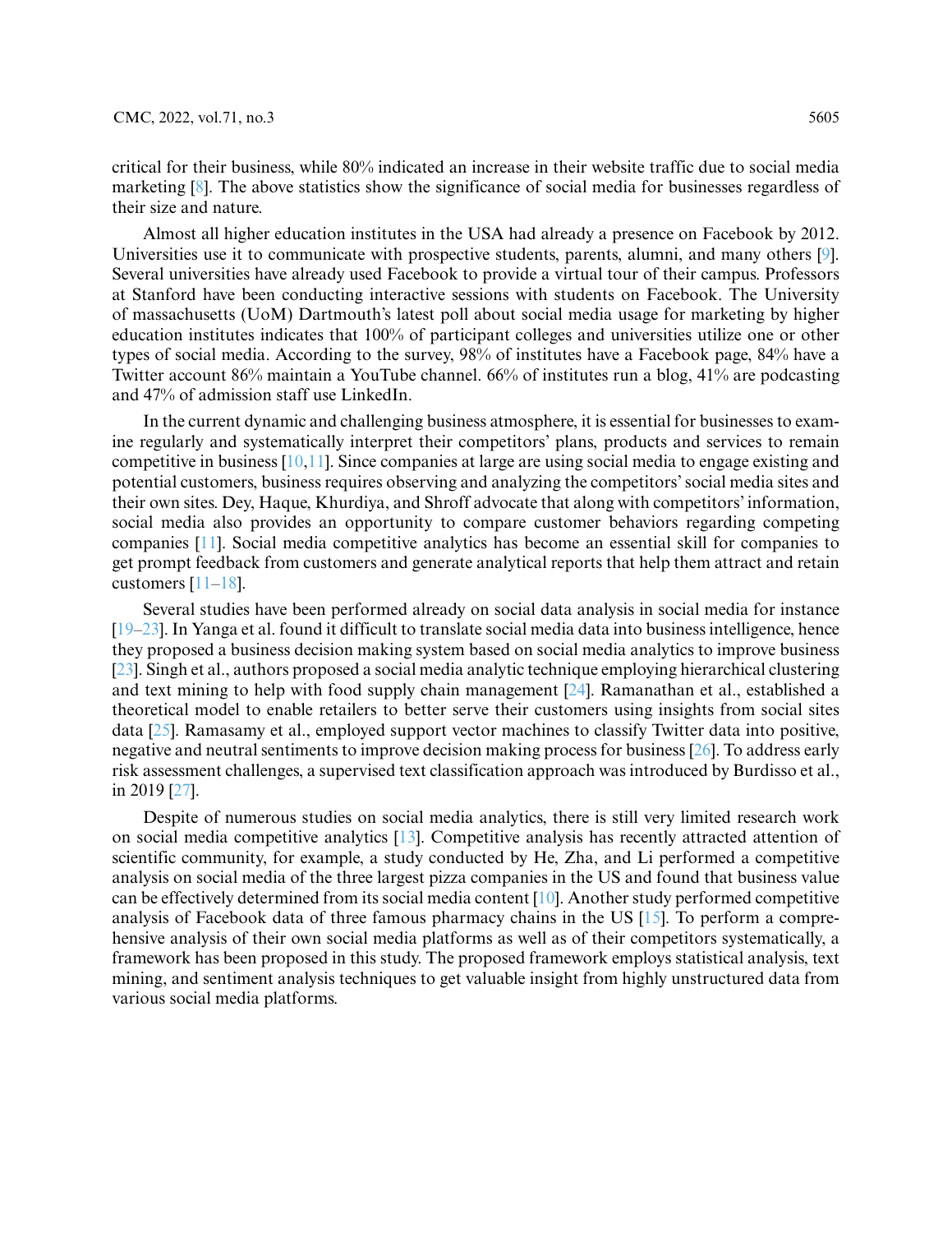critical for their business, while 80% indicated an increase in their website traffic due to social media marketing [8]. The above statistics show the significance of social media for businesses regardless of their size and nature.

Almost all higher education institutes in the USA had already a presence on Facebook by 2012. Universities use it to communicate with prospective students, parents, alumni, and many others [9]. Several universities have already used Facebook to provide a virtual tour of their campus. Professors at Stanford have been conducting interactive sessions with students on Facebook. The University of massachusetts (UoM) Dartmouth's latest poll about social media usage for marketing by higher education institutes indicates that 100% of participant colleges and universities utilize one or other types of social media. According to the survey, 98% of institutes have a Facebook page, 84% have a Twitter account 86% maintain a YouTube channel. 66% of institutes run a blog, 41% are podcasting and 47% of admission staff use LinkedIn.

In the current dynamic and challenging business atmosphere, it is essential for businesses to examine regularly and systematically interpret their competitors' plans, products and services to remain competitive in business [10,11]. Since companies at large are using social media to engage existing and potential customers, business requires observing and analyzing the competitors' social media sites and their own sites. Dey, Haque, Khurdiya, and Shroff advocate that along with competitors' information, social media also provides an opportunity to compare customer behaviors regarding competing companies [11]. Social media competitive analytics has become an essential skill for companies to get prompt feedback from customers and generate analytical reports that help them attract and retain customers [11–18].

Several studies have been performed already on social data analysis in social media for instance [19–23]. In Yanga et al. found it difficult to translate social media data into business intelligence, hence they proposed a business decision making system based on social media analytics to improve business [23]. Singh et al., authors proposed a social media analytic technique employing hierarchical clustering and text mining to help with food supply chain management [24]. Ramanathan et al., established a theoretical model to enable retailers to better serve their customers using insights from social sites data [25]. Ramasamy et al., employed support vector machines to classify Twitter data into positive, negative and neutral sentiments to improve decision making process for business [26]. To address early risk assessment challenges, a supervised text classification approach was introduced by Burdisso et al., in 2019 [27].

Despite of numerous studies on social media analytics, there is still very limited research work on social media competitive analytics [13]. Competitive analysis has recently attracted attention of scientific community, for example, a study conducted by He, Zha, and Li performed a competitive analysis on social media of the three largest pizza companies in the US and found that business value can be effectively determined from its social media content [10]. Another study performed competitive analysis of Facebook data of three famous pharmacy chains in the US [15]. To perform a comprehensive analysis of their own social media platforms as well as of their competitors systematically, a framework has been proposed in this study. The proposed framework employs statistical analysis, text mining, and sentiment analysis techniques to get valuable insight from highly unstructured data from various social media platforms.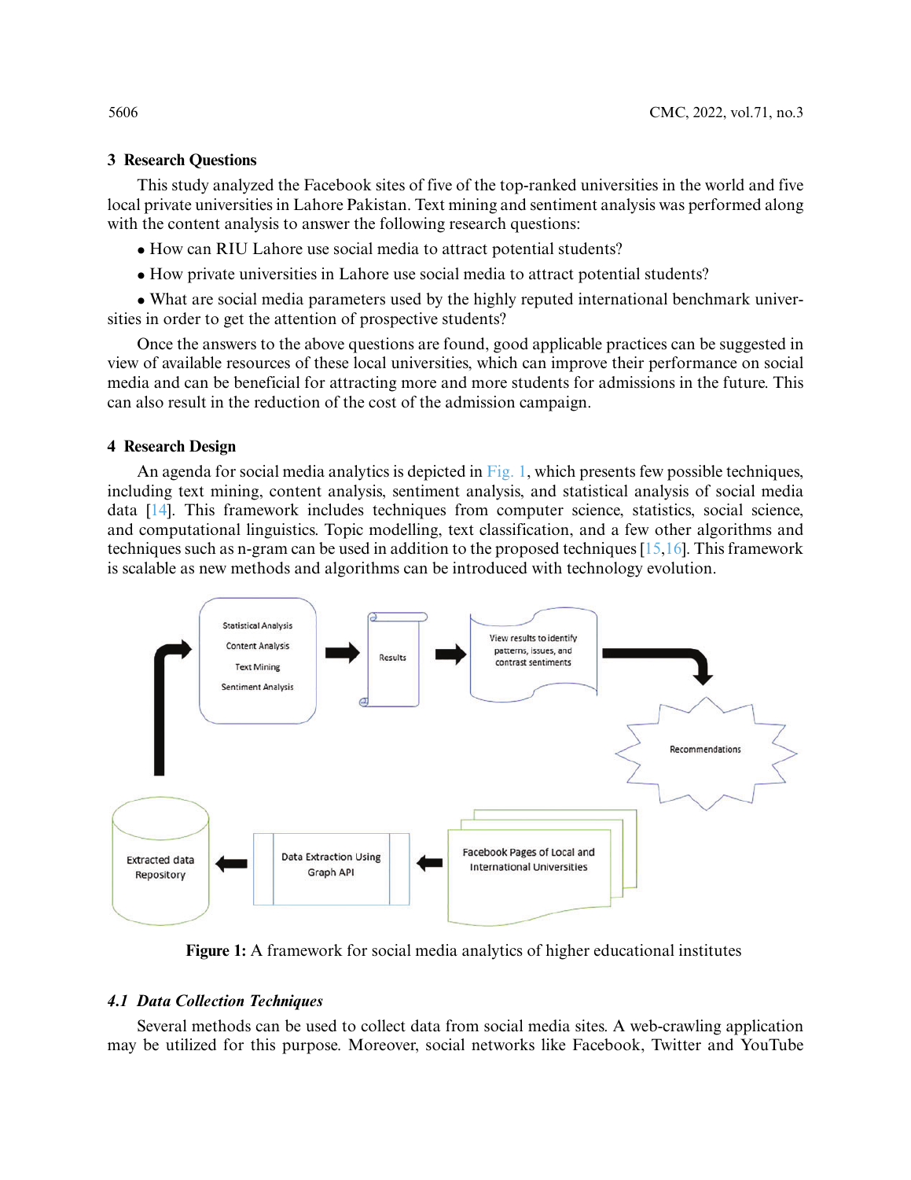## 3 Research Questions

This study analyzed the Facebook sites of five of the top-ranked universities in the world and five local private universities in Lahore Pakistan. Text mining and sentiment analysis was performed along with the content analysis to answer the following research questions:

- How can RIU Lahore use social media to attract potential students?
- How private universities in Lahore use social media to attract potential students?
- What are social media parameters used by the highly reputed international benchmark universities in order to get the attention of prospective students?

Once the answers to the above questions are found, good applicable practices can be suggested in view of available resources of these local universities, which can improve their performance on social media and can be beneficial for attracting more and more students for admissions in the future. This can also result in the reduction of the cost of the admission campaign.

## 4 Research Design

An agenda for social media analytics is depicted in Fig. 1, which presents few possible techniques, including text mining, content analysis, sentiment analysis, and statistical analysis of social media data [14]. This framework includes techniques from computer science, statistics, social science, and computational linguistics. Topic modelling, text classification, and a few other algorithms and techniques such as n-gram can be used in addition to the proposed techniques [15,16]. This framework is scalable as new methods and algorithms can be introduced with technology evolution.

**Figure 1:** A framework for social media analytics of higher educational institutes

### 4.1 Data Collection Techniques

Several methods can be used to collect data from social media sites. A web-crawling application may be utilized for this purpose. Moreover, social networks like Facebook, Twitter and YouTube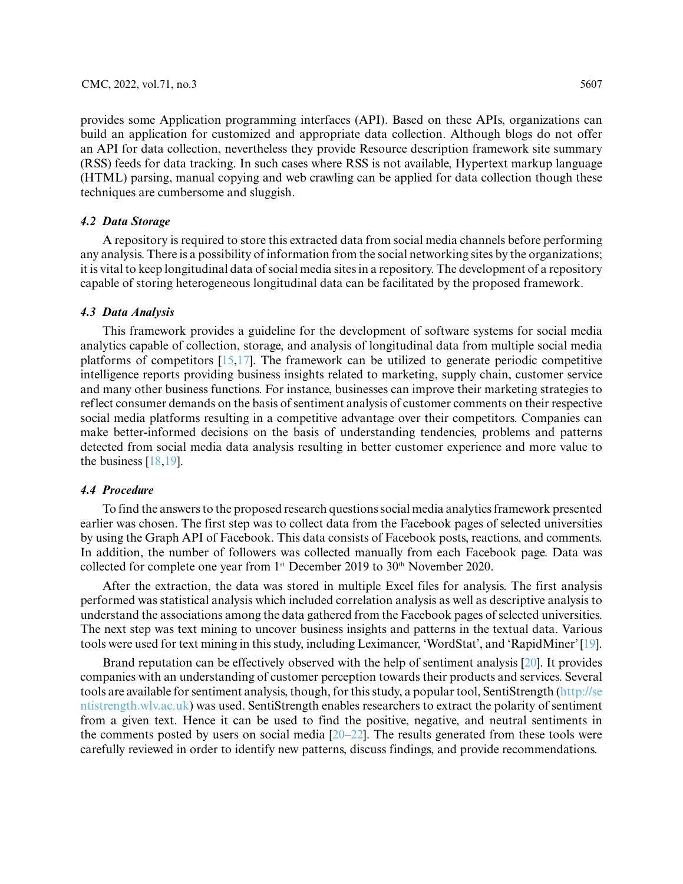provides some Application programming interfaces (API). Based on these APIs, organizations can build an application for customized and appropriate data collection. Although blogs do not offer an API for data collection, nevertheless they provide Resource description framework site summary (RSS) feeds for data tracking. In such cases where RSS is not available, Hypertext markup language (HTML) parsing, manual copying and web crawling can be applied for data collection though these techniques are cumbersome and sluggish.

### 4.2 Data Storage

A repository is required to store this extracted data from social media channels before performing any analysis. There is a possibility of information from the social networking sites by the organizations; it is vital to keep longitudinal data of social media sites in a repository. The development of a repository capable of storing heterogeneous longitudinal data can be facilitated by the proposed framework.

### 4.3 Data Analysis

This framework provides a guideline for the development of software systems for social media analytics capable of collection, storage, and analysis of longitudinal data from multiple social media platforms of competitors [15,17]. The framework can be utilized to generate periodic competitive intelligence reports providing business insights related to marketing, supply chain, customer service and many other business functions. For instance, businesses can improve their marketing strategies to reflect consumer demands on the basis of sentiment analysis of customer comments on their respective social media platforms resulting in a competitive advantage over their competitors. Companies can make better-informed decisions on the basis of understanding tendencies, problems and patterns detected from social media data analysis resulting in better customer experience and more value to the business [18,19].

### 4.4 Procedure

To find the answers to the proposed research questions social media analytics framework presented earlier was chosen. The first step was to collect data from the Facebook pages of selected universities by using the Graph API of Facebook. This data consists of Facebook posts, reactions, and comments. In addition, the number of followers was collected manually from each Facebook page. Data was collected for complete one year from 1st December 2019 to 30th November 2020.

After the extraction, the data was stored in multiple Excel files for analysis. The first analysis performed was statistical analysis which included correlation analysis as well as descriptive analysis to understand the associations among the data gathered from the Facebook pages of selected universities. The next step was text mining to uncover business insights and patterns in the textual data. Various tools were used for text mining in this study, including Leximancer, 'WordStat', and 'RapidMiner' [19].

Brand reputation can be effectively observed with the help of sentiment analysis [20]. It provides companies with an understanding of customer perception towards their products and services. Several tools are available for sentiment analysis, though, for this study, a popular tool, SentiStrength (http://sentistrength.wlv.ac.uk) was used. SentiStrength enables researchers to extract the polarity of sentiment from a given text. Hence it can be used to find the positive, negative, and neutral sentiments in the comments posted by users on social media [20–22]. The results generated from these tools were carefully reviewed in order to identify new patterns, discuss findings, and provide recommendations.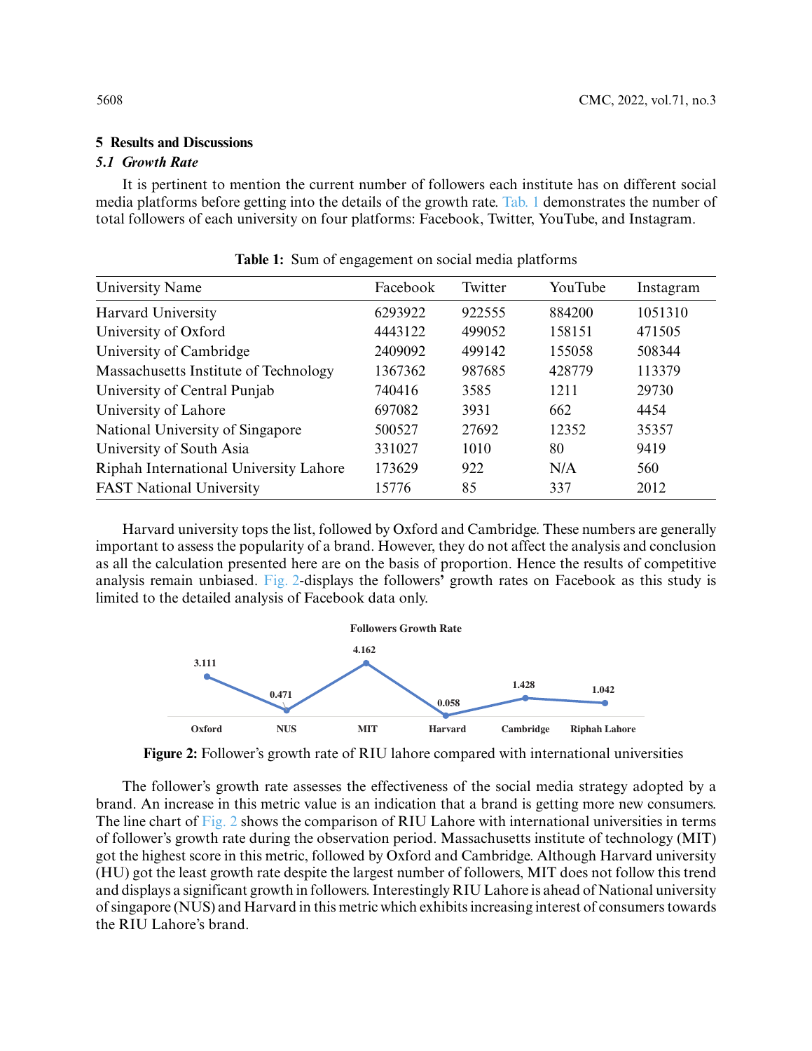## 5 Results and Discussions

### 5.1 *Growth Rate*

It is pertinent to mention the current number of followers each institute has on different social media platforms before getting into the details of the growth rate. Tab. 1 demonstrates the number of total followers of each university on four platforms: Facebook, Twitter, YouTube, and Instagram.

**Table 1:** Sum of engagement on social media platforms

| University Name | Facebook | Twitter | YouTube | Instagram |
|---|---|---|---|---|
| Harvard University | 6293922 | 922555 | 884200 | 1051310 |
| University of Oxford | 4443122 | 499052 | 158151 | 471505 |
| University of Cambridge | 2409092 | 499142 | 155058 | 508344 |
| Massachusetts Institute of Technology | 1367362 | 987685 | 428779 | 113379 |
| University of Central Punjab | 740416 | 3585 | 1211 | 29730 |
| University of Lahore | 697082 | 3931 | 662 | 4454 |
| National University of Singapore | 500527 | 27692 | 12352 | 35357 |
| University of South Asia | 331027 | 1010 | 80 | 9419 |
| Riphah International University Lahore | 173629 | 922 | N/A | 560 |
| FAST National University | 15776 | 85 | 337 | 2012 |

Harvard university tops the list, followed by Oxford and Cambridge. These numbers are generally important to assess the popularity of a brand. However, they do not affect the analysis and conclusion as all the calculation presented here are on the basis of proportion. Hence the results of competitive analysis remain unbiased. Fig. 2-displays the followers' growth rates on Facebook as this study is limited to the detailed analysis of Facebook data only.

**Followers Growth Rate**

| Oxford | NUS | MIT | Harvard | Cambridge | Riphah Lahore |
|---|---|---|---|---|---|
| 3.111 | 0.471 | 4.162 | 0.058 | 1.428 | 1.042 |

**Figure 2:** Follower's growth rate of RIU lahore compared with international universities

The follower's growth rate assesses the effectiveness of the social media strategy adopted by a brand. An increase in this metric value is an indication that a brand is getting more new consumers. The line chart of Fig. 2 shows the comparison of RIU Lahore with international universities in terms of follower's growth rate during the observation period. Massachusetts institute of technology (MIT) got the highest score in this metric, followed by Oxford and Cambridge. Although Harvard university (HU) got the least growth rate despite the largest number of followers, MIT does not follow this trend and displays a significant growth in followers. Interestingly RIU Lahore is ahead of National university of singapore (NUS) and Harvard in this metric which exhibits increasing interest of consumers towards the RIU Lahore's brand.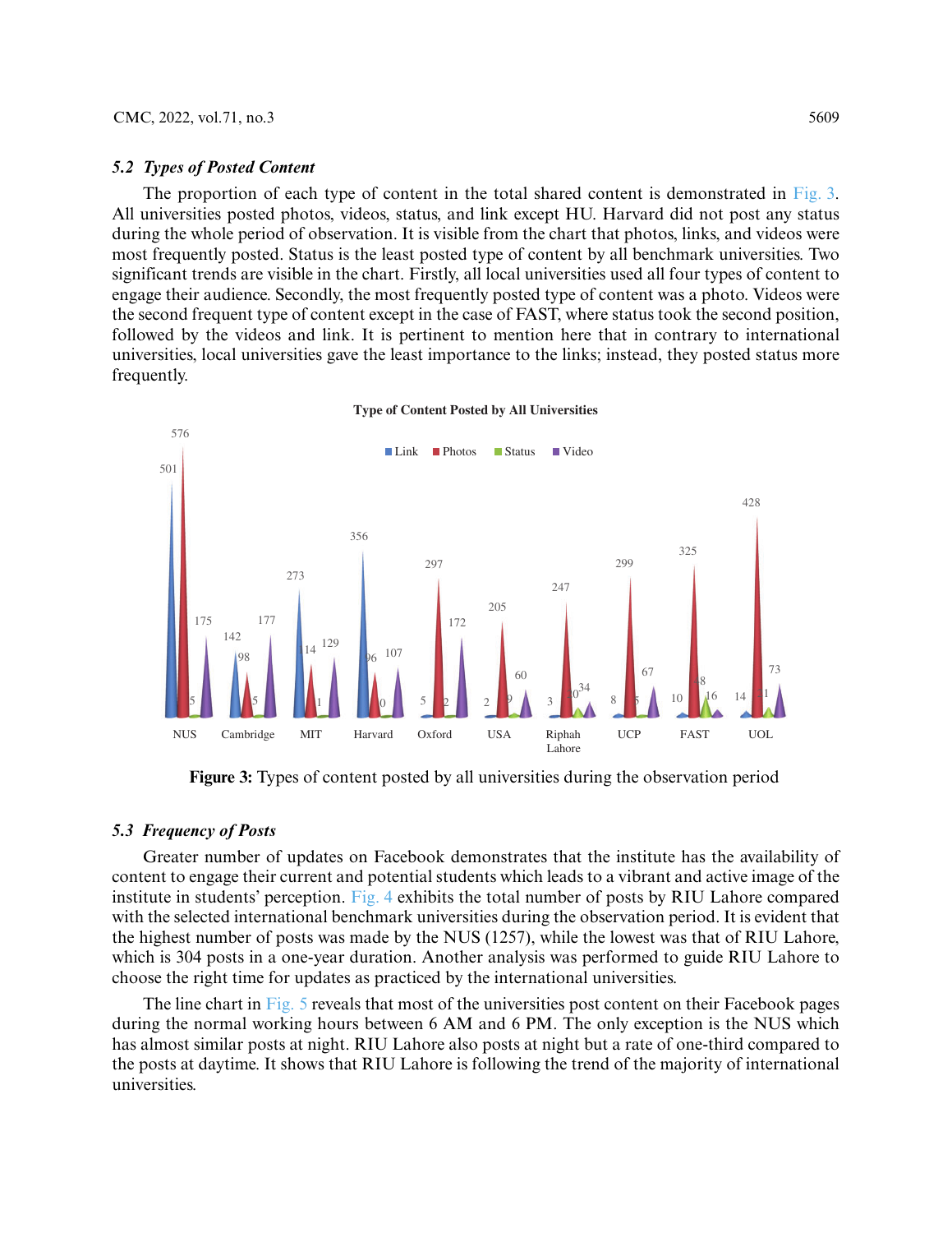### *5.2 Types of Posted Content*

The proportion of each type of content in the total shared content is demonstrated in Fig. 3. All universities posted photos, videos, status, and link except HU. Harvard did not post any status during the whole period of observation. It is visible from the chart that photos, links, and videos were most frequently posted. Status is the least posted type of content by all benchmark universities. Two significant trends are visible in the chart. Firstly, all local universities used all four types of content to engage their audience. Secondly, the most frequently posted type of content was a photo. Videos were the second frequent type of content except in the case of FAST, where status took the second position, followed by the videos and link. It is pertinent to mention here that in contrary to international universities, local universities gave the least importance to the links; instead, they posted status more frequently.

**Figure 3:** Types of content posted by all universities during the observation period

### *5.3 Frequency of Posts*

Greater number of updates on Facebook demonstrates that the institute has the availability of content to engage their current and potential students which leads to a vibrant and active image of the institute in students' perception. Fig. 4 exhibits the total number of posts by RIU Lahore compared with the selected international benchmark universities during the observation period. It is evident that the highest number of posts was made by the NUS (1257), while the lowest was that of RIU Lahore, which is 304 posts in a one-year duration. Another analysis was performed to guide RIU Lahore to choose the right time for updates as practiced by the international universities.

The line chart in Fig. 5 reveals that most of the universities post content on their Facebook pages during the normal working hours between 6 AM and 6 PM. The only exception is the NUS which has almost similar posts at night. RIU Lahore also posts at night but a rate of one-third compared to the posts at daytime. It shows that RIU Lahore is following the trend of the majority of international universities.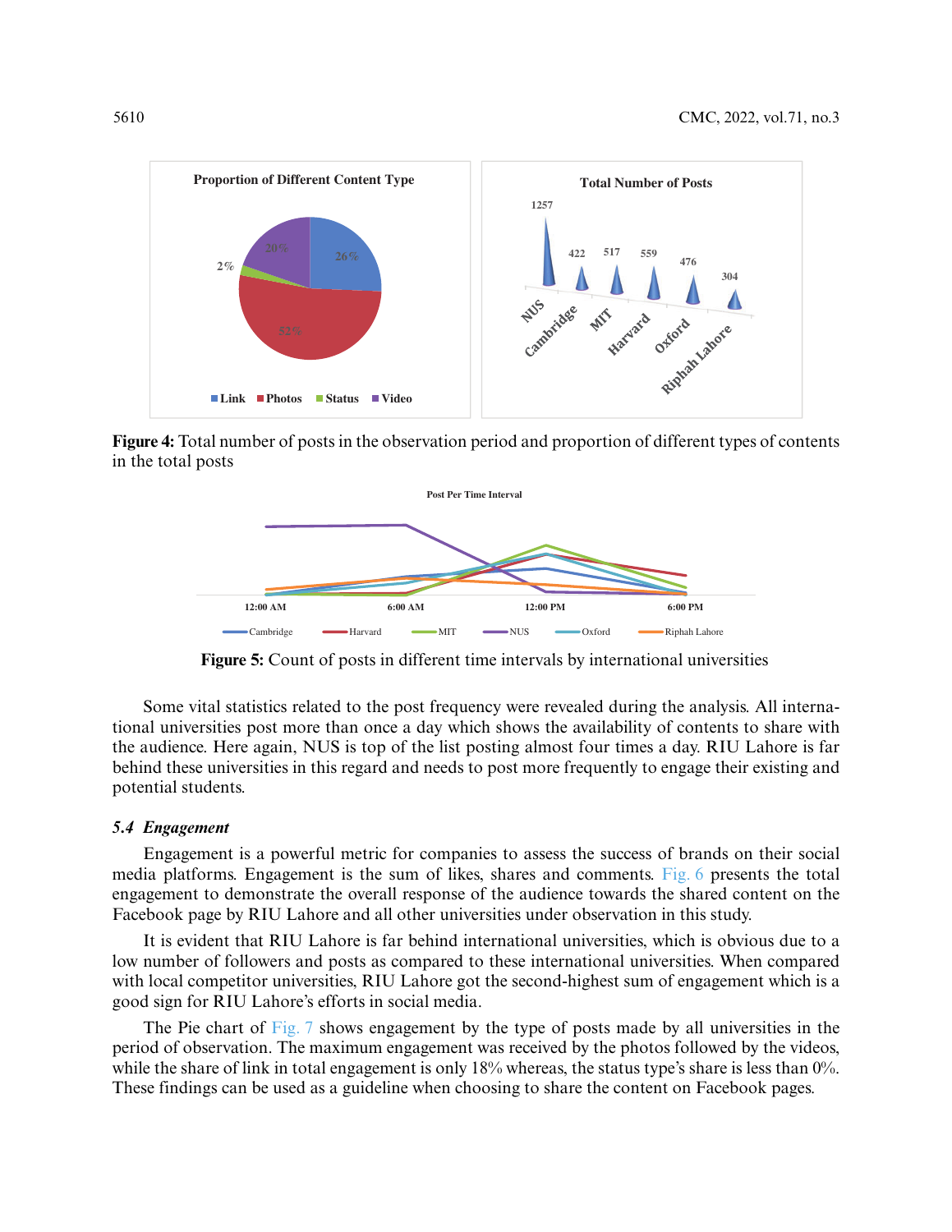**Figure 4:** Total number of posts in the observation period and proportion of different types of contents in the total posts

**Figure 5:** Count of posts in different time intervals by international universities

Some vital statistics related to the post frequency were revealed during the analysis. All international universities post more than once a day which shows the availability of contents to share with the audience. Here again, NUS is top of the list posting almost four times a day. RIU Lahore is far behind these universities in this regard and needs to post more frequently to engage their existing and potential students.

### *5.4 Engagement*

Engagement is a powerful metric for companies to assess the success of brands on their social media platforms. Engagement is the sum of likes, shares and comments. Fig. 6 presents the total engagement to demonstrate the overall response of the audience towards the shared content on the Facebook page by RIU Lahore and all other universities under observation in this study.

It is evident that RIU Lahore is far behind international universities, which is obvious due to a low number of followers and posts as compared to these international universities. When compared with local competitor universities, RIU Lahore got the second-highest sum of engagement which is a good sign for RIU Lahore's efforts in social media.

The Pie chart of Fig. 7 shows engagement by the type of posts made by all universities in the period of observation. The maximum engagement was received by the photos followed by the videos, while the share of link in total engagement is only 18% whereas, the status type's share is less than 0%. These findings can be used as a guideline when choosing to share the content on Facebook pages.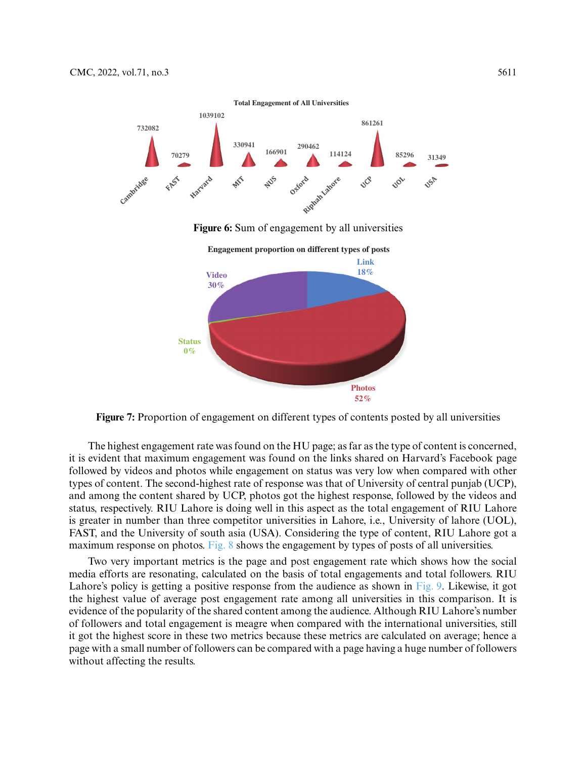Figure 6: Sum of engagement by all universities

Figure 7: Proportion of engagement on different types of contents posted by all universities

The highest engagement rate was found on the HU page; as far as the type of content is concerned, it is evident that maximum engagement was found on the links shared on Harvard's Facebook page followed by videos and photos while engagement on status was very low when compared with other types of content. The second-highest rate of response was that of University of central punjab (UCP), and among the content shared by UCP, photos got the highest response, followed by the videos and status, respectively. RIU Lahore is doing well in this aspect as the total engagement of RIU Lahore is greater in number than three competitor universities in Lahore, i.e., University of lahore (UOL), FAST, and the University of south asia (USA). Considering the type of content, RIU Lahore got a maximum response on photos. Fig. 8 shows the engagement by types of posts of all universities.

Two very important metrics is the page and post engagement rate which shows how the social media efforts are resonating, calculated on the basis of total engagements and total followers. RIU Lahore's policy is getting a positive response from the audience as shown in Fig. 9. Likewise, it got the highest value of average post engagement rate among all universities in this comparison. It is evidence of the popularity of the shared content among the audience. Although RIU Lahore's number of followers and total engagement is meagre when compared with the international universities, still it got the highest score in these two metrics because these metrics are calculated on average; hence a page with a small number of followers can be compared with a page having a huge number of followers without affecting the results.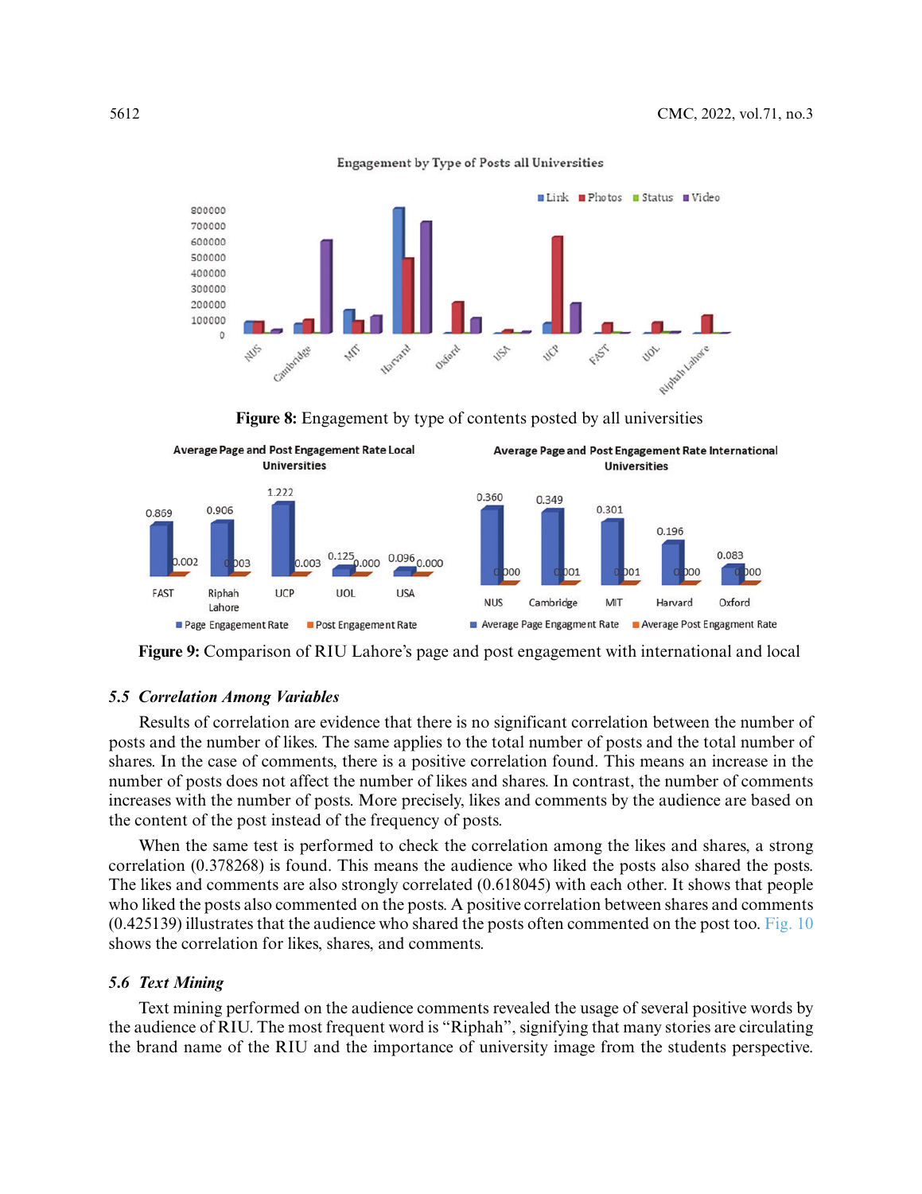Figure 8: Engagement by type of contents posted by all universities

Figure 9: Comparison of RIU Lahore's page and post engagement with international and local

### 5.5 Correlation Among Variables

Results of correlation are evidence that there is no significant correlation between the number of posts and the number of likes. The same applies to the total number of posts and the total number of shares. In the case of comments, there is a positive correlation found. This means an increase in the number of posts does not affect the number of likes and shares. In contrast, the number of comments increases with the number of posts. More precisely, likes and comments by the audience are based on the content of the post instead of the frequency of posts.

When the same test is performed to check the correlation among the likes and shares, a strong correlation (0.378268) is found. This means the audience who liked the posts also shared the posts. The likes and comments are also strongly correlated (0.618045) with each other. It shows that people who liked the posts also commented on the posts. A positive correlation between shares and comments (0.425139) illustrates that the audience who shared the posts often commented on the post too. Fig. 10 shows the correlation for likes, shares, and comments.

### 5.6 Text Mining

Text mining performed on the audience comments revealed the usage of several positive words by the audience of RIU. The most frequent word is "Riphah", signifying that many stories are circulating the brand name of the RIU and the importance of university image from the students perspective.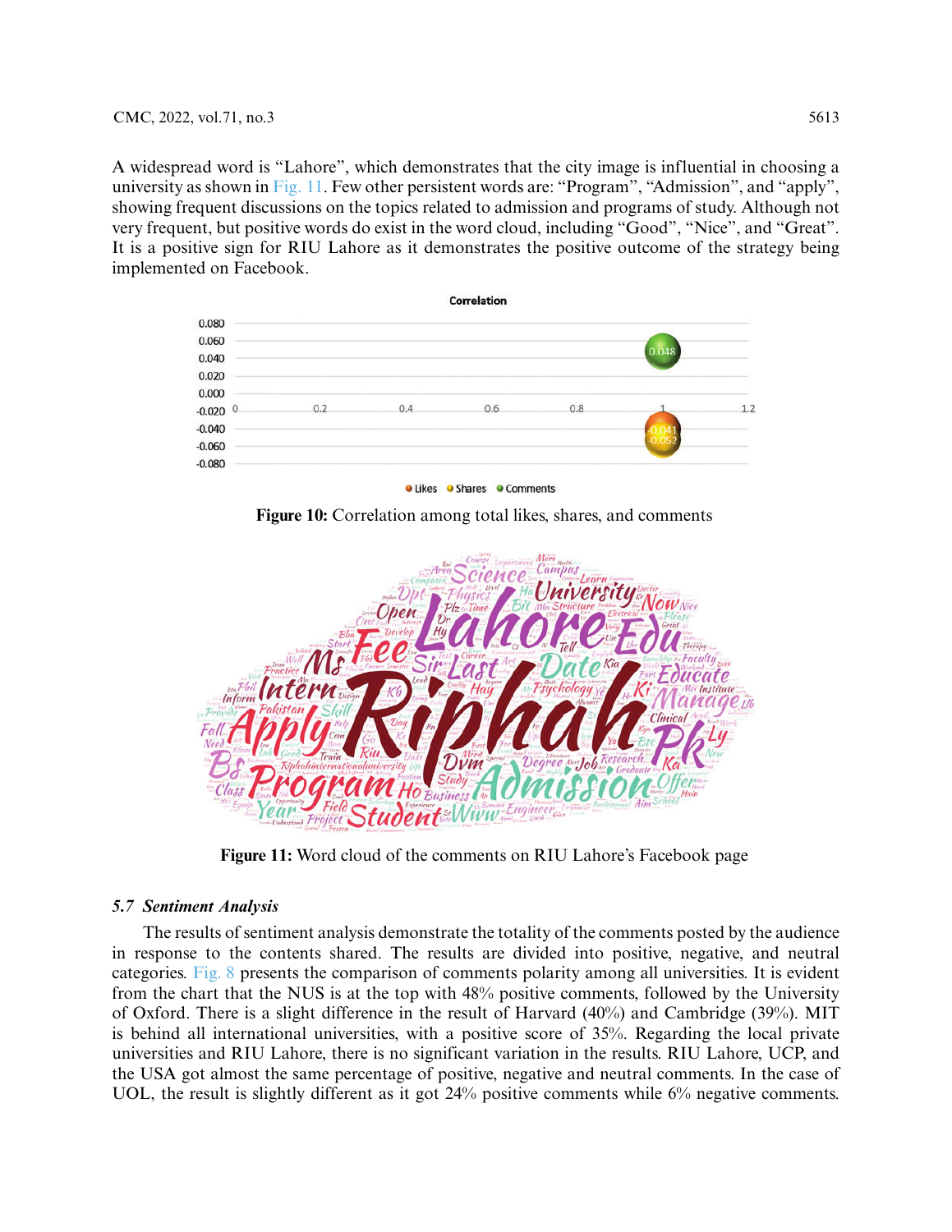A widespread word is "Lahore", which demonstrates that the city image is influential in choosing a university as shown in Fig. 11. Few other persistent words are: "Program", "Admission", and "apply", showing frequent discussions on the topics related to admission and programs of study. Although not very frequent, but positive words do exist in the word cloud, including "Good", "Nice", and "Great". It is a positive sign for RIU Lahore as it demonstrates the positive outcome of the strategy being implemented on Facebook.

**Figure 10:** Correlation among total likes, shares, and comments

**Figure 11:** Word cloud of the comments on RIU Lahore's Facebook page

### *5.7 Sentiment Analysis*

The results of sentiment analysis demonstrate the totality of the comments posted by the audience in response to the contents shared. The results are divided into positive, negative, and neutral categories. Fig. 8 presents the comparison of comments polarity among all universities. It is evident from the chart that the NUS is at the top with 48% positive comments, followed by the University of Oxford. There is a slight difference in the result of Harvard (40%) and Cambridge (39%). MIT is behind all international universities, with a positive score of 35%. Regarding the local private universities and RIU Lahore, there is no significant variation in the results. RIU Lahore, UCP, and the USA got almost the same percentage of positive, negative and neutral comments. In the case of UOL, the result is slightly different as it got 24% positive comments while 6% negative comments.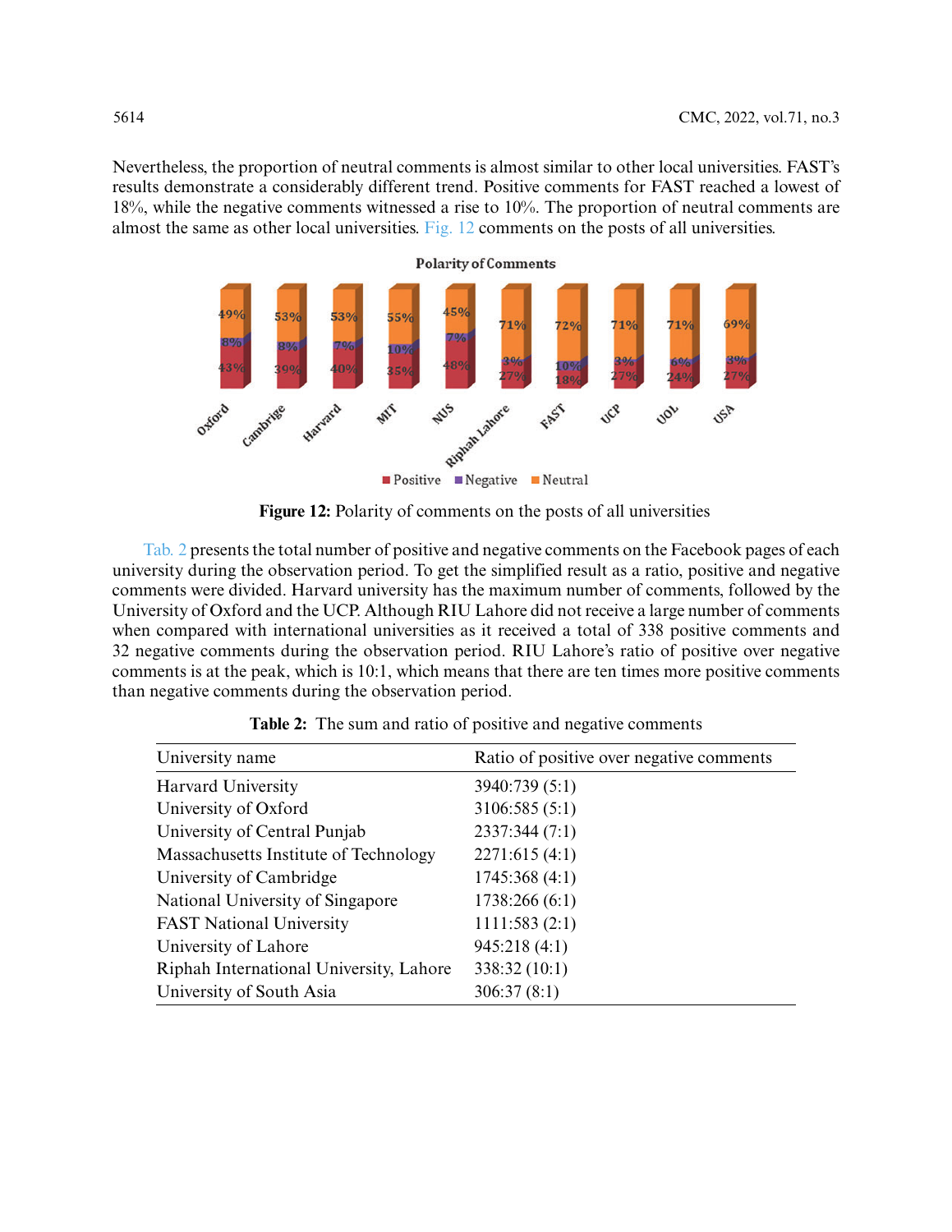Nevertheless, the proportion of neutral comments is almost similar to other local universities. FAST's results demonstrate a considerably different trend. Positive comments for FAST reached a lowest of 18%, while the negative comments witnessed a rise to 10%. The proportion of neutral comments are almost the same as other local universities. Fig. 12 comments on the posts of all universities.

**Figure 12:** Polarity of comments on the posts of all universities

Tab. 2 presents the total number of positive and negative comments on the Facebook pages of each university during the observation period. To get the simplified result as a ratio, positive and negative comments were divided. Harvard university has the maximum number of comments, followed by the University of Oxford and the UCP. Although RIU Lahore did not receive a large number of comments when compared with international universities as it received a total of 338 positive comments and 32 negative comments during the observation period. RIU Lahore's ratio of positive over negative comments is at the peak, which is 10:1, which means that there are ten times more positive comments than negative comments during the observation period.

**Table 2:** The sum and ratio of positive and negative comments

| University name | Ratio of positive over negative comments |
|---|---|
| Harvard University | 3940:739 (5:1) |
| University of Oxford | 3106:585 (5:1) |
| University of Central Punjab | 2337:344 (7:1) |
| Massachusetts Institute of Technology | 2271:615 (4:1) |
| University of Cambridge | 1745:368 (4:1) |
| National University of Singapore | 1738:266 (6:1) |
| FAST National University | 1111:583 (2:1) |
| University of Lahore | 945:218 (4:1) |
| Riphah International University, Lahore | 338:32 (10:1) |
| University of South Asia | 306:37 (8:1) |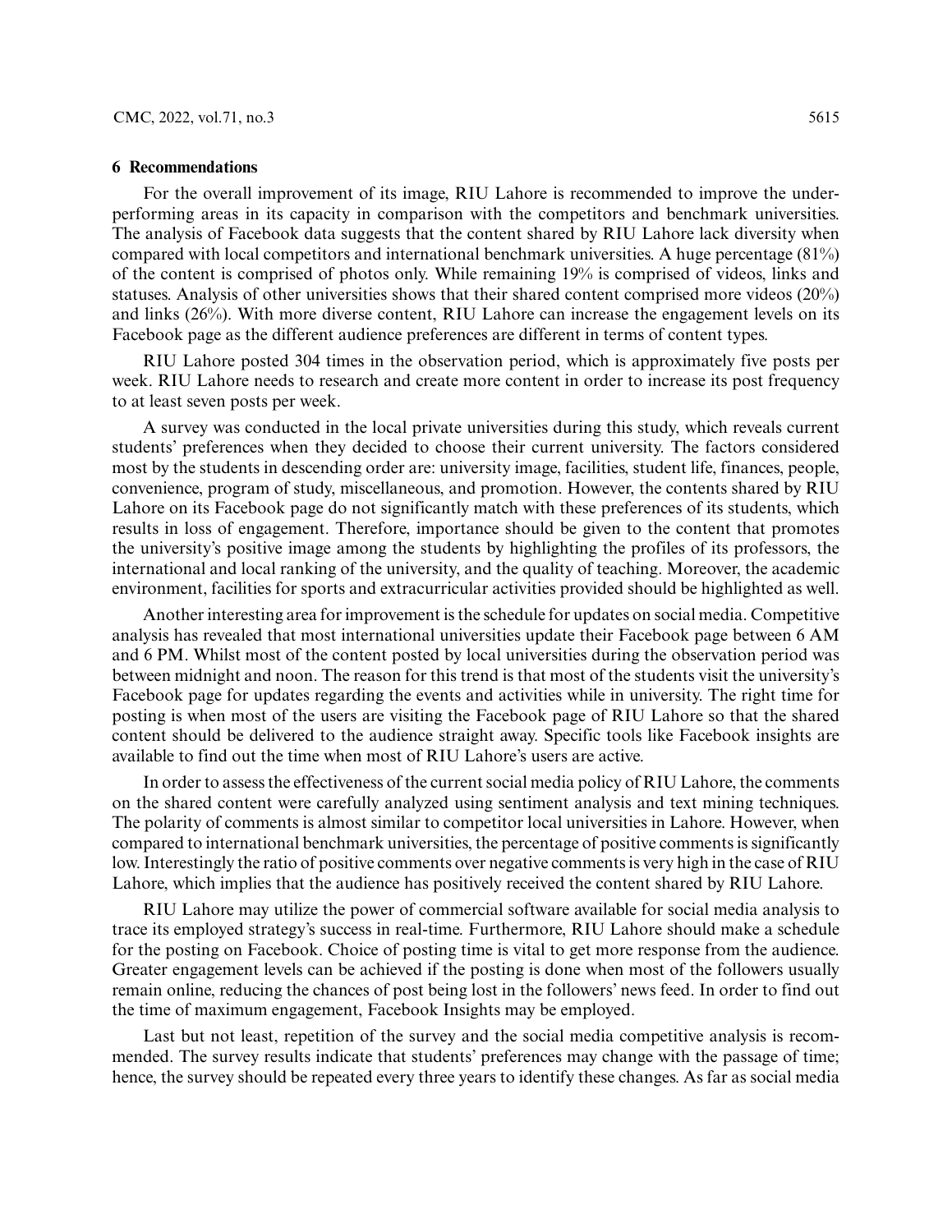## 6 Recommendations

For the overall improvement of its image, RIU Lahore is recommended to improve the under-performing areas in its capacity in comparison with the competitors and benchmark universities. The analysis of Facebook data suggests that the content shared by RIU Lahore lack diversity when compared with local competitors and international benchmark universities. A huge percentage (81%) of the content is comprised of photos only. While remaining 19% is comprised of videos, links and statuses. Analysis of other universities shows that their shared content comprised more videos (20%) and links (26%). With more diverse content, RIU Lahore can increase the engagement levels on its Facebook page as the different audience preferences are different in terms of content types.

RIU Lahore posted 304 times in the observation period, which is approximately five posts per week. RIU Lahore needs to research and create more content in order to increase its post frequency to at least seven posts per week.

A survey was conducted in the local private universities during this study, which reveals current students' preferences when they decided to choose their current university. The factors considered most by the students in descending order are: university image, facilities, student life, finances, people, convenience, program of study, miscellaneous, and promotion. However, the contents shared by RIU Lahore on its Facebook page do not significantly match with these preferences of its students, which results in loss of engagement. Therefore, importance should be given to the content that promotes the university's positive image among the students by highlighting the profiles of its professors, the international and local ranking of the university, and the quality of teaching. Moreover, the academic environment, facilities for sports and extracurricular activities provided should be highlighted as well.

Another interesting area for improvement is the schedule for updates on social media. Competitive analysis has revealed that most international universities update their Facebook page between 6 AM and 6 PM. Whilst most of the content posted by local universities during the observation period was between midnight and noon. The reason for this trend is that most of the students visit the university's Facebook page for updates regarding the events and activities while in university. The right time for posting is when most of the users are visiting the Facebook page of RIU Lahore so that the shared content should be delivered to the audience straight away. Specific tools like Facebook insights are available to find out the time when most of RIU Lahore's users are active.

In order to assess the effectiveness of the current social media policy of RIU Lahore, the comments on the shared content were carefully analyzed using sentiment analysis and text mining techniques. The polarity of comments is almost similar to competitor local universities in Lahore. However, when compared to international benchmark universities, the percentage of positive comments is significantly low. Interestingly the ratio of positive comments over negative comments is very high in the case of RIU Lahore, which implies that the audience has positively received the content shared by RIU Lahore.

RIU Lahore may utilize the power of commercial software available for social media analysis to trace its employed strategy's success in real-time. Furthermore, RIU Lahore should make a schedule for the posting on Facebook. Choice of posting time is vital to get more response from the audience. Greater engagement levels can be achieved if the posting is done when most of the followers usually remain online, reducing the chances of post being lost in the followers' news feed. In order to find out the time of maximum engagement, Facebook Insights may be employed.

Last but not least, repetition of the survey and the social media competitive analysis is recommended. The survey results indicate that students' preferences may change with the passage of time; hence, the survey should be repeated every three years to identify these changes. As far as social media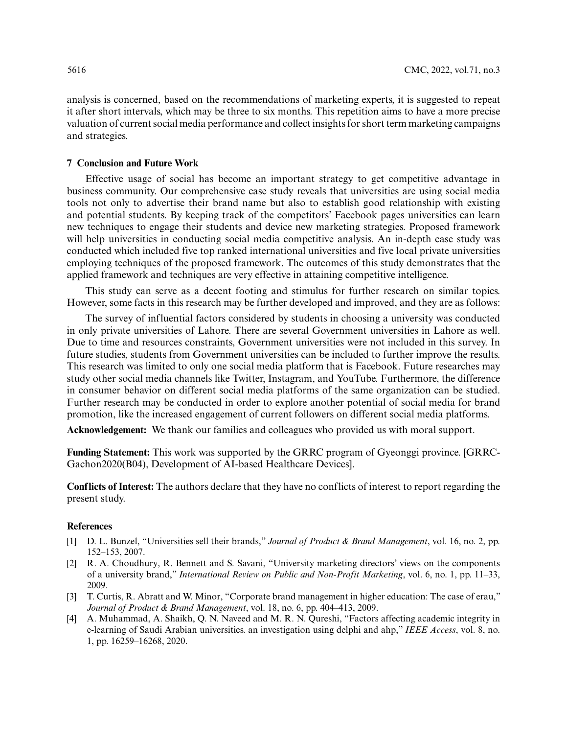analysis is concerned, based on the recommendations of marketing experts, it is suggested to repeat it after short intervals, which may be three to six months. This repetition aims to have a more precise valuation of current social media performance and collect insights for short term marketing campaigns and strategies.

## 7 Conclusion and Future Work

Effective usage of social has become an important strategy to get competitive advantage in business community. Our comprehensive case study reveals that universities are using social media tools not only to advertise their brand name but also to establish good relationship with existing and potential students. By keeping track of the competitors' Facebook pages universities can learn new techniques to engage their students and device new marketing strategies. Proposed framework will help universities in conducting social media competitive analysis. An in-depth case study was conducted which included five top ranked international universities and five local private universities employing techniques of the proposed framework. The outcomes of this study demonstrates that the applied framework and techniques are very effective in attaining competitive intelligence.

This study can serve as a decent footing and stimulus for further research on similar topics. However, some facts in this research may be further developed and improved, and they are as follows:

The survey of influential factors considered by students in choosing a university was conducted in only private universities of Lahore. There are several Government universities in Lahore as well. Due to time and resources constraints, Government universities were not included in this survey. In future studies, students from Government universities can be included to further improve the results. This research was limited to only one social media platform that is Facebook. Future researches may study other social media channels like Twitter, Instagram, and YouTube. Furthermore, the difference in consumer behavior on different social media platforms of the same organization can be studied. Further research may be conducted in order to explore another potential of social media for brand promotion, like the increased engagement of current followers on different social media platforms.

**Acknowledgement:** We thank our families and colleagues who provided us with moral support.

**Funding Statement:** This work was supported by the GRRC program of Gyeonggi province. [GRRC-Gachon2020(B04), Development of AI-based Healthcare Devices].

**Conflicts of Interest:** The authors declare that they have no conflicts of interest to report regarding the present study.

## References

[1] D. L. Bunzel, "Universities sell their brands," *Journal of Product & Brand Management*, vol. 16, no. 2, pp. 152–153, 2007.

[2] R. A. Choudhury, R. Bennett and S. Savani, "University marketing directors' views on the components of a university brand," *International Review on Public and Non-Profit Marketing*, vol. 6, no. 1, pp. 11–33, 2009.

[3] T. Curtis, R. Abratt and W. Minor, "Corporate brand management in higher education: The case of erau," *Journal of Product & Brand Management*, vol. 18, no. 6, pp. 404–413, 2009.

[4] A. Muhammad, A. Shaikh, Q. N. Naveed and M. R. N. Qureshi, "Factors affecting academic integrity in e-learning of Saudi Arabian universities. an investigation using delphi and ahp," *IEEE Access*, vol. 8, no. 1, pp. 16259–16268, 2020.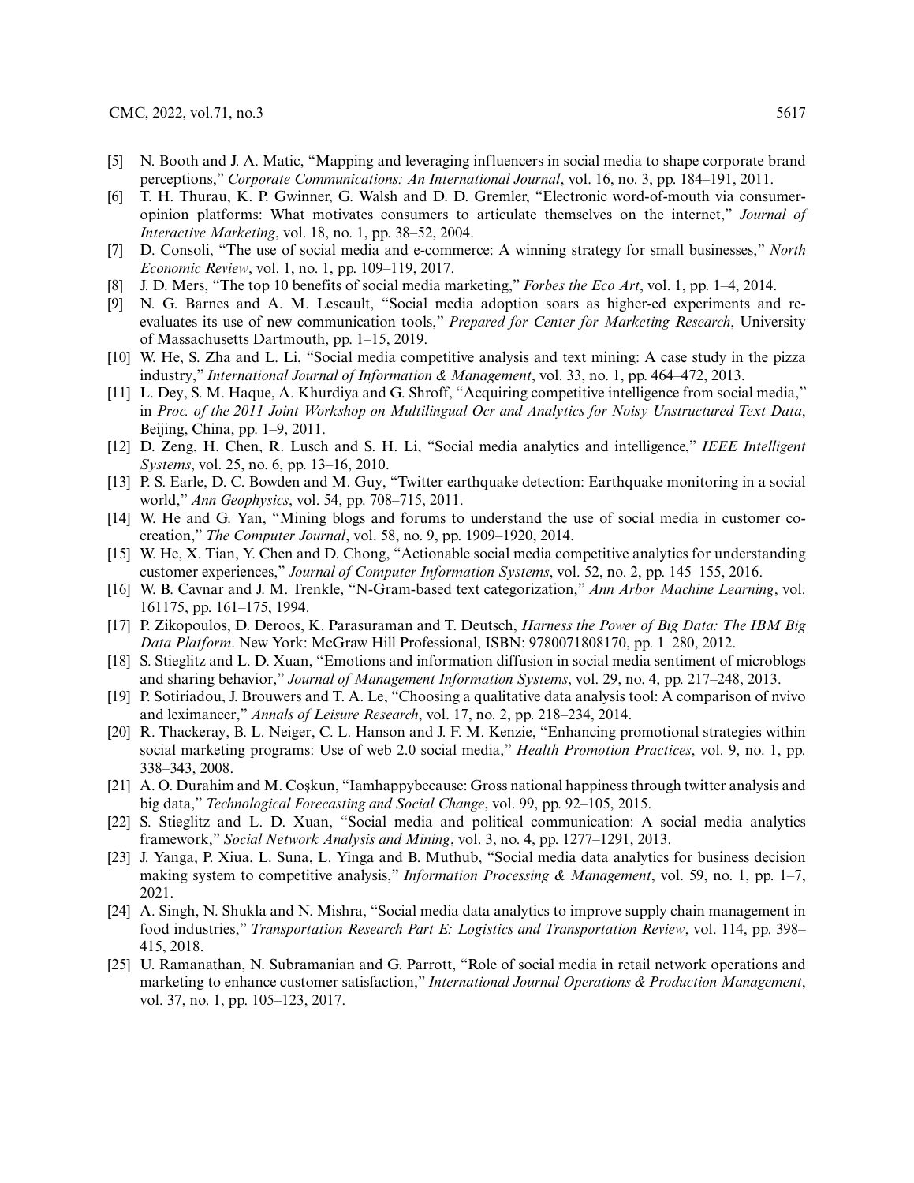[5] N. Booth and J. A. Matic, "Mapping and leveraging influencers in social media to shape corporate brand perceptions," *Corporate Communications: An International Journal*, vol. 16, no. 3, pp. 184–191, 2011.

[6] T. H. Thurau, K. P. Gwinner, G. Walsh and D. D. Gremler, "Electronic word-of-mouth via consumer-opinion platforms: What motivates consumers to articulate themselves on the internet," *Journal of Interactive Marketing*, vol. 18, no. 1, pp. 38–52, 2004.

[7] D. Consoli, "The use of social media and e-commerce: A winning strategy for small businesses," *North Economic Review*, vol. 1, no. 1, pp. 109–119, 2017.

[8] J. D. Mers, "The top 10 benefits of social media marketing," *Forbes the Eco Art*, vol. 1, pp. 1–4, 2014.

[9] N. G. Barnes and A. M. Lescault, "Social media adoption soars as higher-ed experiments and re-evaluates its use of new communication tools," *Prepared for Center for Marketing Research*, University of Massachusetts Dartmouth, pp. 1–15, 2019.

[10] W. He, S. Zha and L. Li, "Social media competitive analysis and text mining: A case study in the pizza industry," *International Journal of Information & Management*, vol. 33, no. 1, pp. 464–472, 2013.

[11] L. Dey, S. M. Haque, A. Khurdiya and G. Shroff, "Acquiring competitive intelligence from social media," in *Proc. of the 2011 Joint Workshop on Multilingual Ocr and Analytics for Noisy Unstructured Text Data*, Beijing, China, pp. 1–9, 2011.

[12] D. Zeng, H. Chen, R. Lusch and S. H. Li, "Social media analytics and intelligence," *IEEE Intelligent Systems*, vol. 25, no. 6, pp. 13–16, 2010.

[13] P. S. Earle, D. C. Bowden and M. Guy, "Twitter earthquake detection: Earthquake monitoring in a social world," *Ann Geophysics*, vol. 54, pp. 708–715, 2011.

[14] W. He and G. Yan, "Mining blogs and forums to understand the use of social media in customer co-creation," *The Computer Journal*, vol. 58, no. 9, pp. 1909–1920, 2014.

[15] W. He, X. Tian, Y. Chen and D. Chong, "Actionable social media competitive analytics for understanding customer experiences," *Journal of Computer Information Systems*, vol. 52, no. 2, pp. 145–155, 2016.

[16] W. B. Cavnar and J. M. Trenkle, "N-Gram-based text categorization," *Ann Arbor Machine Learning*, vol. 161175, pp. 161–175, 1994.

[17] P. Zikopoulos, D. Deroos, K. Parasuraman and T. Deutsch, *Harness the Power of Big Data: The IBM Big Data Platform*. New York: McGraw Hill Professional, ISBN: 9780071808170, pp. 1–280, 2012.

[18] S. Stieglitz and L. D. Xuan, "Emotions and information diffusion in social media sentiment of microblogs and sharing behavior," *Journal of Management Information Systems*, vol. 29, no. 4, pp. 217–248, 2013.

[19] P. Sotiriadou, J. Brouwers and T. A. Le, "Choosing a qualitative data analysis tool: A comparison of nvivo and leximancer," *Annals of Leisure Research*, vol. 17, no. 2, pp. 218–234, 2014.

[20] R. Thackeray, B. L. Neiger, C. L. Hanson and J. F. M. Kenzie, "Enhancing promotional strategies within social marketing programs: Use of web 2.0 social media," *Health Promotion Practices*, vol. 9, no. 1, pp. 338–343, 2008.

[21] A. O. Durahim and M. Coşkun, "Iamhappybecause: Gross national happiness through twitter analysis and big data," *Technological Forecasting and Social Change*, vol. 99, pp. 92–105, 2015.

[22] S. Stieglitz and L. D. Xuan, "Social media and political communication: A social media analytics framework," *Social Network Analysis and Mining*, vol. 3, no. 4, pp. 1277–1291, 2013.

[23] J. Yanga, P. Xiua, L. Suna, L. Yinga and B. Muthub, "Social media data analytics for business decision making system to competitive analysis," *Information Processing & Management*, vol. 59, no. 1, pp. 1–7, 2021.

[24] A. Singh, N. Shukla and N. Mishra, "Social media data analytics to improve supply chain management in food industries," *Transportation Research Part E: Logistics and Transportation Review*, vol. 114, pp. 398–415, 2018.

[25] U. Ramanathan, N. Subramanian and G. Parrott, "Role of social media in retail network operations and marketing to enhance customer satisfaction," *International Journal Operations & Production Management*, vol. 37, no. 1, pp. 105–123, 2017.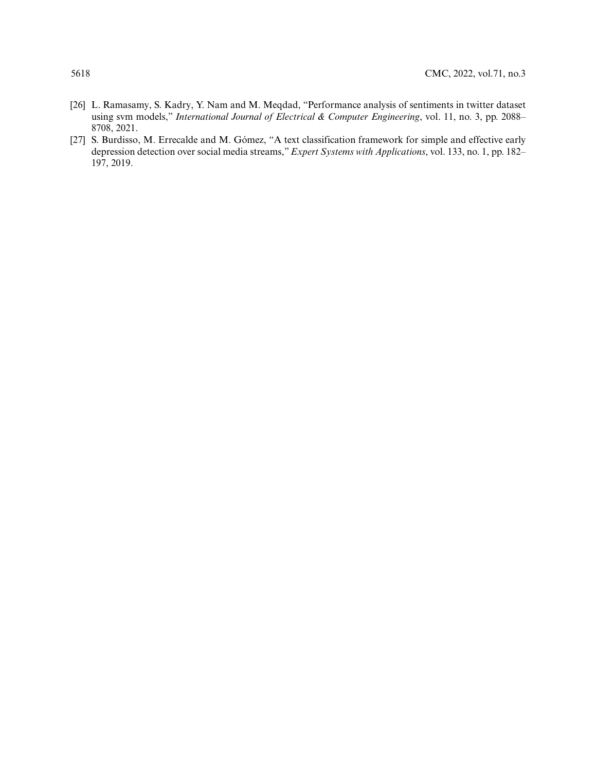[26] L. Ramasamy, S. Kadry, Y. Nam and M. Meqdad, "Performance analysis of sentiments in twitter dataset using svm models," *International Journal of Electrical & Computer Engineering*, vol. 11, no. 3, pp. 2088–8708, 2021.

[27] S. Burdisso, M. Errecalde and M. Gómez, "A text classification framework for simple and effective early depression detection over social media streams," *Expert Systems with Applications*, vol. 133, no. 1, pp. 182–197, 2019.